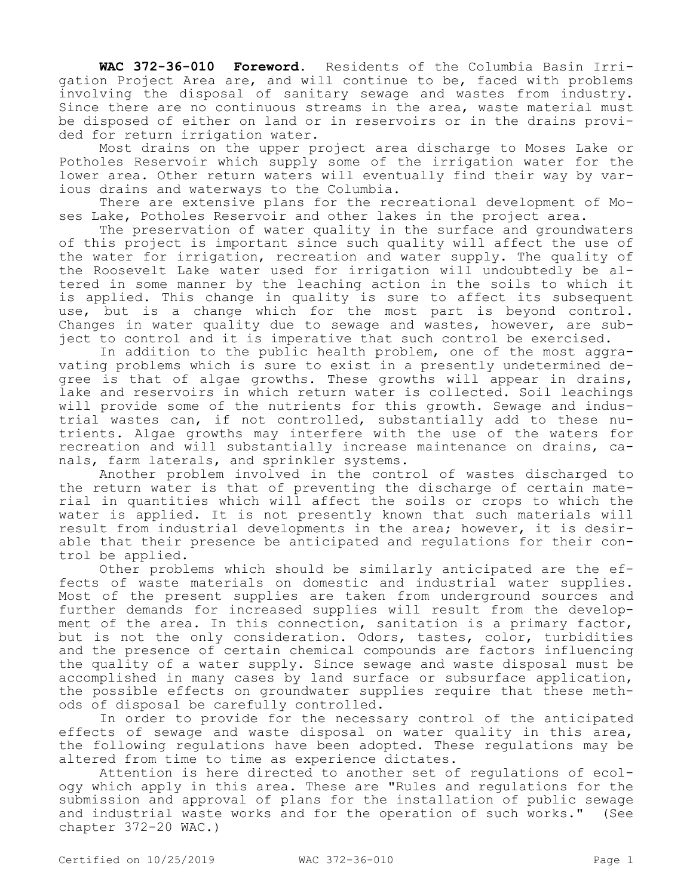**WAC 372-36-010 Foreword.** Residents of the Columbia Basin Irrigation Project Area are, and will continue to be, faced with problems involving the disposal of sanitary sewage and wastes from industry. Since there are no continuous streams in the area, waste material must be disposed of either on land or in reservoirs or in the drains provided for return irrigation water.

Most drains on the upper project area discharge to Moses Lake or Potholes Reservoir which supply some of the irrigation water for the lower area. Other return waters will eventually find their way by various drains and waterways to the Columbia.

There are extensive plans for the recreational development of Moses Lake, Potholes Reservoir and other lakes in the project area.

The preservation of water quality in the surface and groundwaters of this project is important since such quality will affect the use of the water for irrigation, recreation and water supply. The quality of the Roosevelt Lake water used for irrigation will undoubtedly be altered in some manner by the leaching action in the soils to which it is applied. This change in quality is sure to affect its subsequent use, but is a change which for the most part is beyond control. Changes in water quality due to sewage and wastes, however, are subject to control and it is imperative that such control be exercised.

In addition to the public health problem, one of the most aggravating problems which is sure to exist in a presently undetermined degree is that of algae growths. These growths will appear in drains, lake and reservoirs in which return water is collected. Soil leachings will provide some of the nutrients for this growth. Sewage and industrial wastes can, if not controlled, substantially add to these nutrients. Algae growths may interfere with the use of the waters for recreation and will substantially increase maintenance on drains, canals, farm laterals, and sprinkler systems.

Another problem involved in the control of wastes discharged to the return water is that of preventing the discharge of certain material in quantities which will affect the soils or crops to which the water is applied. It is not presently known that such materials will result from industrial developments in the area; however, it is desirable that their presence be anticipated and regulations for their control be applied.

Other problems which should be similarly anticipated are the effects of waste materials on domestic and industrial water supplies. Most of the present supplies are taken from underground sources and further demands for increased supplies will result from the development of the area. In this connection, sanitation is a primary factor, but is not the only consideration. Odors, tastes, color, turbidities and the presence of certain chemical compounds are factors influencing the quality of a water supply. Since sewage and waste disposal must be accomplished in many cases by land surface or subsurface application, the possible effects on groundwater supplies require that these methods of disposal be carefully controlled.

In order to provide for the necessary control of the anticipated effects of sewage and waste disposal on water quality in this area, the following regulations have been adopted. These regulations may be altered from time to time as experience dictates.

Attention is here directed to another set of regulations of ecology which apply in this area. These are "Rules and regulations for the submission and approval of plans for the installation of public sewage and industrial waste works and for the operation of such works." (See chapter 372-20 WAC.)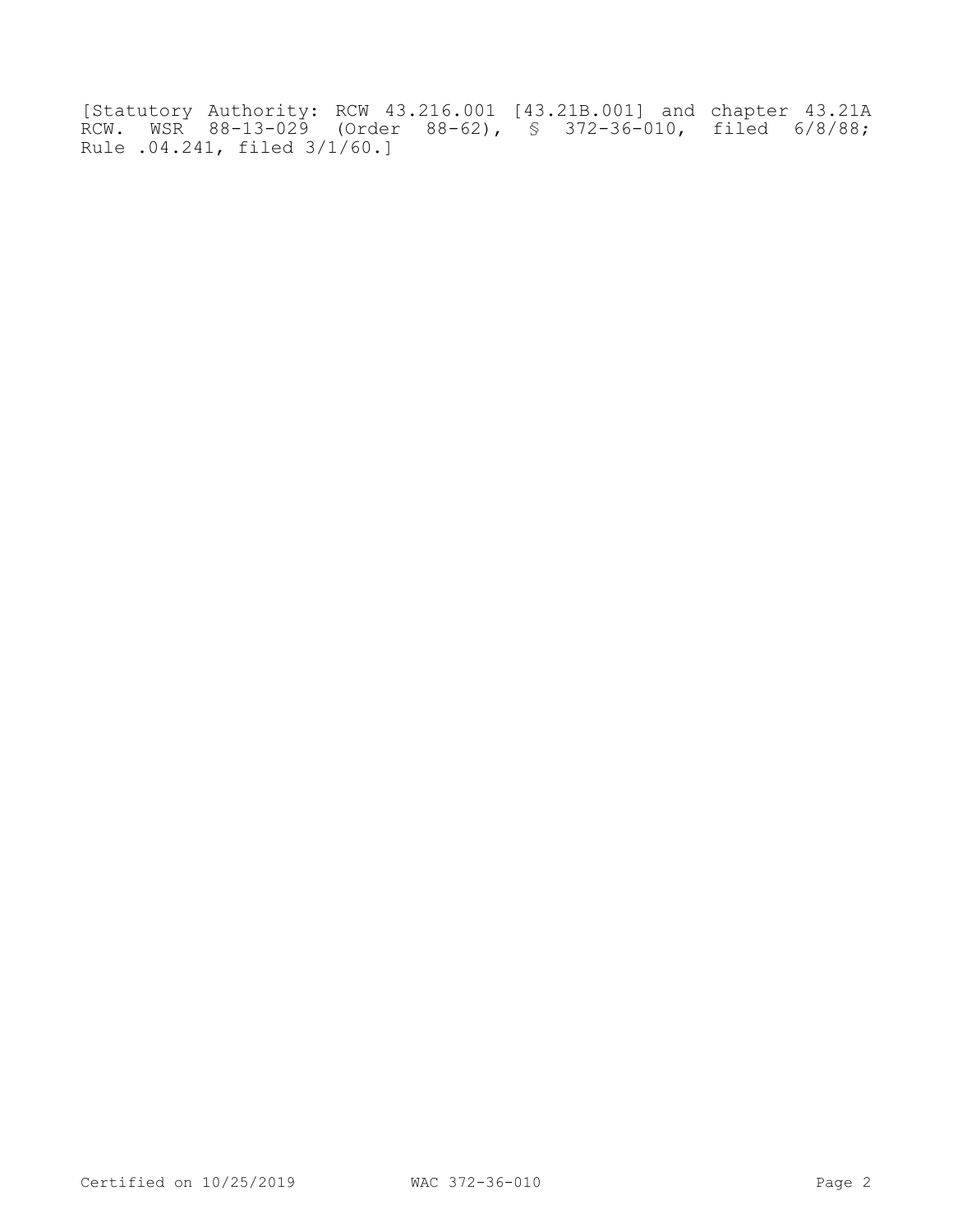[Statutory Authority: RCW 43.216.001 [43.21B.001] and chapter 43.21A RCW. WSR 88-13-029 (Order 88-62), § 372-36-010, filed 6/8/88; Rule .04.241, filed 3/1/60.]